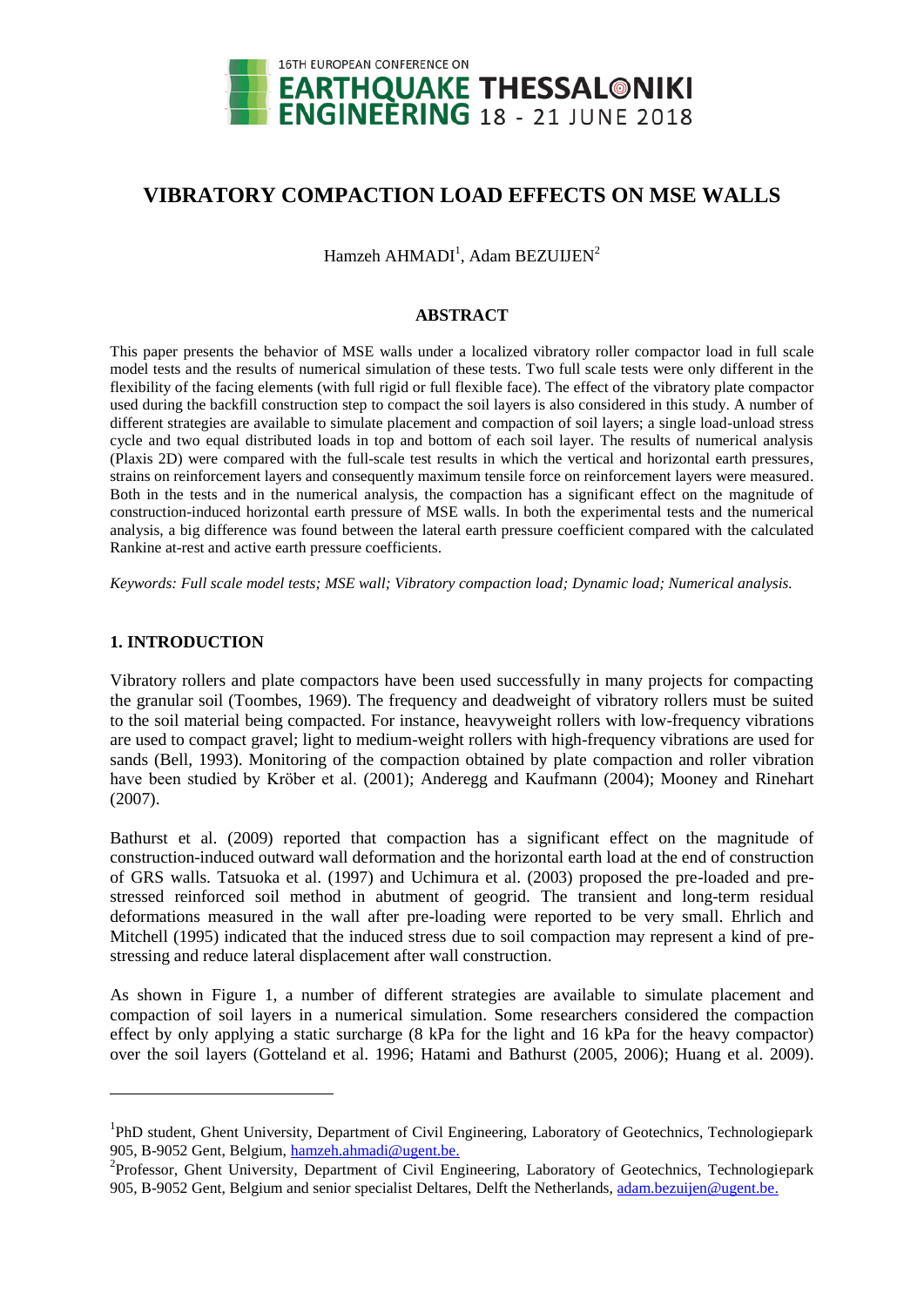# VIBRATORY COMPACTION LOAD EFFECTS ON MSE WALLS

Hamzeh AHMADI[1], Adam BEZUIJEN[2]

## ABSTRACT

This paper presents the behavior of MSE walls under a localized vibratory roller compactor load in full scale model tests and the results of numerical simulation of these tests. Two full scale tests were only different in the flexibility of the facing elements (with full rigid or full flexible face). The effect of the vibratory plate compactor used during the backfill construction step to compact the soil layers is also considered in this study. A number of different strategies are available to simulate placement and compaction of soil layers; a single load-unload stress cycle and two equal distributed loads in top and bottom of each soil layer. The results of numerical analysis (Plaxis 2D) were compared with the full-scale test results in which the vertical and horizontal earth pressures, strains on reinforcement layers and consequently maximum tensile force on reinforcement layers were measured. Both in the tests and in the numerical analysis, the compaction has a significant effect on the magnitude of construction-induced horizontal earth pressure of MSE walls. In both the experimental tests and the numerical analysis, a big difference was found between the lateral earth pressure coefficient compared with the calculated Rankine at-rest and active earth pressure coefficients.

*Keywords: Full scale model tests; MSE wall; Vibratory compaction load; Dynamic load; Numerical analysis.*

## 1. INTRODUCTION

Vibratory rollers and plate compactors have been used successfully in many projects for compacting the granular soil (Toombes, 1969). The frequency and deadweight of vibratory rollers must be suited to the soil material being compacted. For instance, heavyweight rollers with low-frequency vibrations are used to compact gravel; light to medium-weight rollers with high-frequency vibrations are used for sands (Bell, 1993). Monitoring of the compaction obtained by plate compaction and roller vibration have been studied by Kröber et al. (2001); Anderegg and Kaufmann (2004); Mooney and Rinehart (2007).

Bathurst et al. (2009) reported that compaction has a significant effect on the magnitude of construction-induced outward wall deformation and the horizontal earth load at the end of construction of GRS walls. Tatsuoka et al. (1997) and Uchimura et al. (2003) proposed the pre-loaded and pre-stressed reinforced soil method in abutment of geogrid. The transient and long-term residual deformations measured in the wall after pre-loading were reported to be very small. Ehrlich and Mitchell (1995) indicated that the induced stress due to soil compaction may represent a kind of pre-stressing and reduce lateral displacement after wall construction.

As shown in Figure 1, a number of different strategies are available to simulate placement and compaction of soil layers in a numerical simulation. Some researchers considered the compaction effect by only applying a static surcharge (8 kPa for the light and 16 kPa for the heavy compactor) over the soil layers (Gotteland et al. 1996; Hatami and Bathurst (2005, 2006); Huang et al. 2009).

---

[1]PhD student, Ghent University, Department of Civil Engineering, Laboratory of Geotechnics, Technologiepark 905, B-9052 Gent, Belgium, hamzeh.ahmadi@ugent.be.

[2]Professor, Ghent University, Department of Civil Engineering, Laboratory of Geotechnics, Technologiepark 905, B-9052 Gent, Belgium and senior specialist Deltares, Delft the Netherlands, adam.bezuijen@ugent.be.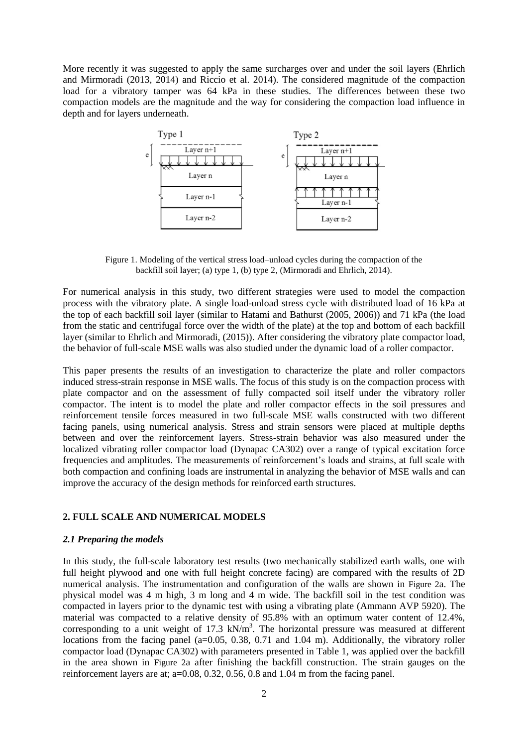More recently it was suggested to apply the same surcharges over and under the soil layers (Ehrlich and Mirmoradi (2013, 2014) and Riccio et al. 2014). The considered magnitude of the compaction load for a vibratory tamper was 64 kPa in these studies. The differences between these two compaction models are the magnitude and the way for considering the compaction load influence in depth and for layers underneath.

Figure 1. Modeling of the vertical stress load–unload cycles during the compaction of the backfill soil layer; (a) type 1, (b) type 2, (Mirmoradi and Ehrlich, 2014).

For numerical analysis in this study, two different strategies were used to model the compaction process with the vibratory plate. A single load-unload stress cycle with distributed load of 16 kPa at the top of each backfill soil layer (similar to Hatami and Bathurst (2005, 2006)) and 71 kPa (the load from the static and centrifugal force over the width of the plate) at the top and bottom of each backfill layer (similar to Ehrlich and Mirmoradi, (2015)). After considering the vibratory plate compactor load, the behavior of full-scale MSE walls was also studied under the dynamic load of a roller compactor.

This paper presents the results of an investigation to characterize the plate and roller compactors induced stress-strain response in MSE walls. The focus of this study is on the compaction process with plate compactor and on the assessment of fully compacted soil itself under the vibratory roller compactor. The intent is to model the plate and roller compactor effects in the soil pressures and reinforcement tensile forces measured in two full-scale MSE walls constructed with two different facing panels, using numerical analysis. Stress and strain sensors were placed at multiple depths between and over the reinforcement layers. Stress-strain behavior was also measured under the localized vibrating roller compactor load (Dynapac CA302) over a range of typical excitation force frequencies and amplitudes. The measurements of reinforcement's loads and strains, at full scale with both compaction and confining loads are instrumental in analyzing the behavior of MSE walls and can improve the accuracy of the design methods for reinforced earth structures.

## 2. FULL SCALE AND NUMERICAL MODELS

### *2.1 Preparing the models*

In this study, the full-scale laboratory test results (two mechanically stabilized earth walls, one with full height plywood and one with full height concrete facing) are compared with the results of 2D numerical analysis. The instrumentation and configuration of the walls are shown in Figure 2a. The physical model was 4 m high, 3 m long and 4 m wide. The backfill soil in the test condition was compacted in layers prior to the dynamic test with using a vibrating plate (Ammann AVP 5920). The material was compacted to a relative density of 95.8% with an optimum water content of 12.4%, corresponding to a unit weight of 17.3 kN/m$^3$. The horizontal pressure was measured at different locations from the facing panel (a=0.05, 0.38, 0.71 and 1.04 m). Additionally, the vibratory roller compactor load (Dynapac CA302) with parameters presented in Table 1, was applied over the backfill in the area shown in Figure 2a after finishing the backfill construction. The strain gauges on the reinforcement layers are at; a=0.08, 0.32, 0.56, 0.8 and 1.04 m from the facing panel.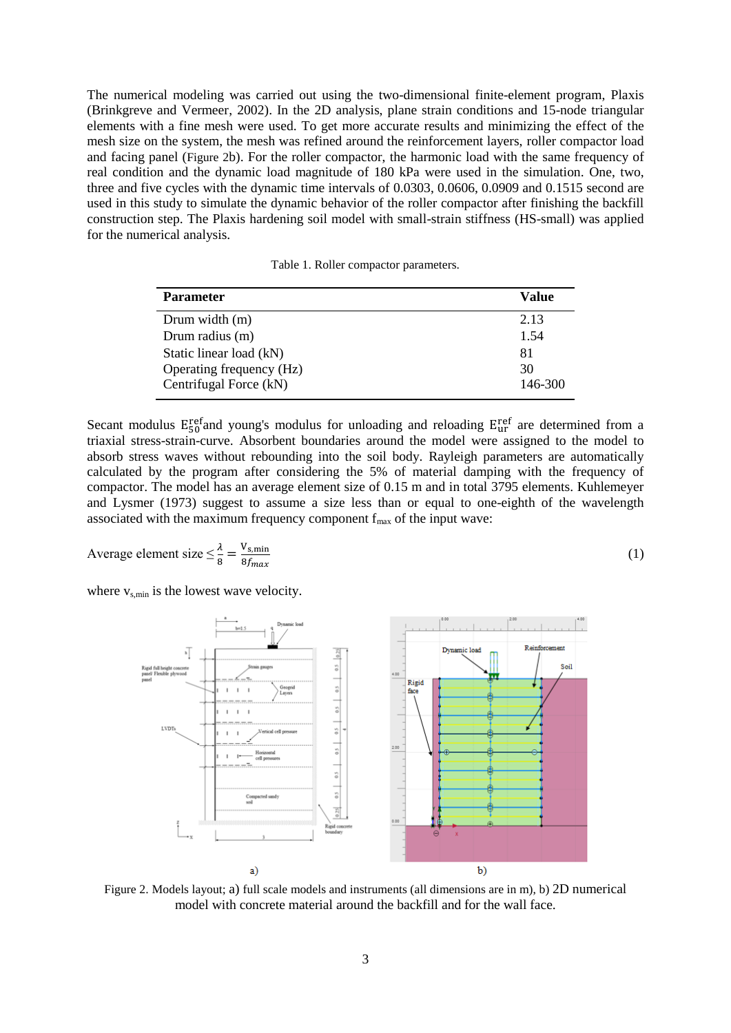The numerical modeling was carried out using the two-dimensional finite-element program, Plaxis (Brinkgreve and Vermeer, 2002). In the 2D analysis, plane strain conditions and 15-node triangular elements with a fine mesh were used. To get more accurate results and minimizing the effect of the mesh size on the system, the mesh was refined around the reinforcement layers, roller compactor load and facing panel (Figure 2b). For the roller compactor, the harmonic load with the same frequency of real condition and the dynamic load magnitude of 180 kPa were used in the simulation. One, two, three and five cycles with the dynamic time intervals of 0.0303, 0.0606, 0.0909 and 0.1515 second are used in this study to simulate the dynamic behavior of the roller compactor after finishing the backfill construction step. The Plaxis hardening soil model with small-strain stiffness (HS-small) was applied for the numerical analysis.

Table 1. Roller compactor parameters.

| Parameter | Value |
|---|---|
| Drum width (m) | 2.13 |
| Drum radius (m) | 1.54 |
| Static linear load (kN) | 81 |
| Operating frequency (Hz) | 30 |
| Centrifugal Force (kN) | 146-300 |

Secant modulus $E_{50}^{ref}$ and young's modulus for unloading and reloading $E_{ur}^{ref}$ are determined from a triaxial stress-strain-curve. Absorbent boundaries around the model were assigned to the model to absorb stress waves without rebounding into the soil body. Rayleigh parameters are automatically calculated by the program after considering the 5% of material damping with the frequency of compactor. The model has an average element size of 0.15 m and in total 3795 elements. Kuhlemeyer and Lysmer (1973) suggest to assume a size less than or equal to one-eighth of the wavelength associated with the maximum frequency component $f_{max}$ of the input wave:

$$\text{Average element size} \leq \frac{\lambda}{8} = \frac{V_{s,min}}{8 f_{max}} \tag{1}$$

where $v_{s,min}$ is the lowest wave velocity.

Figure 2. Models layout; a) full scale models and instruments (all dimensions are in m), b) 2D numerical model with concrete material around the backfill and for the wall face.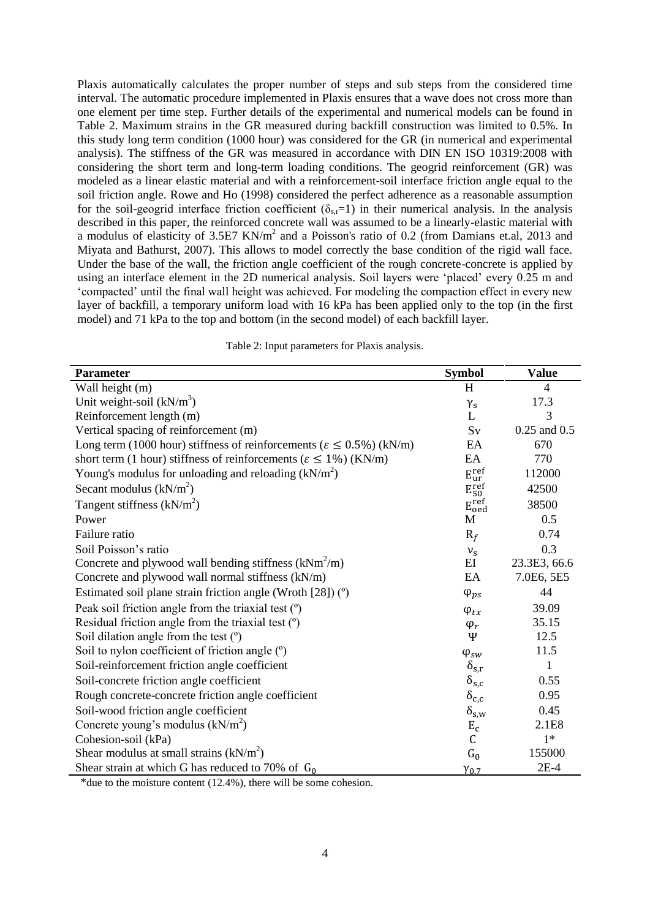Plaxis automatically calculates the proper number of steps and sub steps from the considered time interval. The automatic procedure implemented in Plaxis ensures that a wave does not cross more than one element per time step. Further details of the experimental and numerical models can be found in Table 2. Maximum strains in the GR measured during backfill construction was limited to 0.5%. In this study long term condition (1000 hour) was considered for the GR (in numerical and experimental analysis). The stiffness of the GR was measured in accordance with DIN EN ISO 10319:2008 with considering the short term and long-term loading conditions. The geogrid reinforcement (GR) was modeled as a linear elastic material and with a reinforcement-soil interface friction angle equal to the soil friction angle. Rowe and Ho (1998) considered the perfect adherence as a reasonable assumption for the soil-geogrid interface friction coefficient ($\delta_{s,r}$=1) in their numerical analysis. In the analysis described in this paper, the reinforced concrete wall was assumed to be a linearly-elastic material with a modulus of elasticity of 3.5E7 KN/m$^2$ and a Poisson's ratio of 0.2 (from Damians et.al, 2013 and Miyata and Bathurst, 2007). This allows to model correctly the base condition of the rigid wall face. Under the base of the wall, the friction angle coefficient of the rough concrete-concrete is applied by using an interface element in the 2D numerical analysis. Soil layers were 'placed' every 0.25 m and 'compacted' until the final wall height was achieved. For modeling the compaction effect in every new layer of backfill, a temporary uniform load with 16 kPa has been applied only to the top (in the first model) and 71 kPa to the top and bottom (in the second model) of each backfill layer.

Table 2: Input parameters for Plaxis analysis.

| Parameter | Symbol | Value |
|---|---|---|
| Wall height (m) | H | 4 |
| Unit weight-soil (kN/m$^3$) | $\gamma_s$ | 17.3 |
| Reinforcement length (m) | L | 3 |
| Vertical spacing of reinforcement (m) | Sv | 0.25 and 0.5 |
| Long term (1000 hour) stiffness of reinforcements ($\varepsilon \leq 0.5\%$) (kN/m) | EA | 670 |
| short term (1 hour) stiffness of reinforcements ($\varepsilon \leq 1\%$) (KN/m) | EA | 770 |
| Young's modulus for unloading and reloading (kN/m$^2$) | $E_{ur}^{ref}$ | 112000 |
| Secant modulus (kN/m$^2$) | $E_{50}^{ref}$ | 42500 |
| Tangent stiffness (kN/m$^2$) | $E_{oed}^{ref}$ | 38500 |
| Power | M | 0.5 |
| Failure ratio | $R_f$ | 0.74 |
| Soil Poisson's ratio | $\nu_s$ | 0.3 |
| Concrete and plywood wall bending stiffness (kNm$^2$/m) | EI | 23.3E3, 66.6 |
| Concrete and plywood wall normal stiffness (kN/m) | EA | 7.0E6, 5E5 |
| Estimated soil plane strain friction angle (Wroth [28]) (º) | $\varphi_{ps}$ | 44 |
| Peak soil friction angle from the triaxial test (º) | $\varphi_{tx}$ | 39.09 |
| Residual friction angle from the triaxial test (º) | $\varphi_r$ | 35.15 |
| Soil dilation angle from the test (º) | $\Psi$ | 12.5 |
| Soil to nylon coefficient of friction angle (º) | $\varphi_{sw}$ | 11.5 |
| Soil-reinforcement friction angle coefficient | $\delta_{s,r}$ | 1 |
| Soil-concrete friction angle coefficient | $\delta_{s,c}$ | 0.55 |
| Rough concrete-concrete friction angle coefficient | $\delta_{c,c}$ | 0.95 |
| Soil-wood friction angle coefficient | $\delta_{s,w}$ | 0.45 |
| Concrete young's modulus (kN/m$^2$) | $E_c$ | 2.1E8 |
| Cohesion-soil (kPa) | C | 1* |
| Shear modulus at small strains (kN/m$^2$) | $G_0$ | 155000 |
| Shear strain at which G has reduced to 70% of $G_0$ | $\gamma_{0.7}$ | 2E-4 |

*due to the moisture content (12.4%), there will be some cohesion.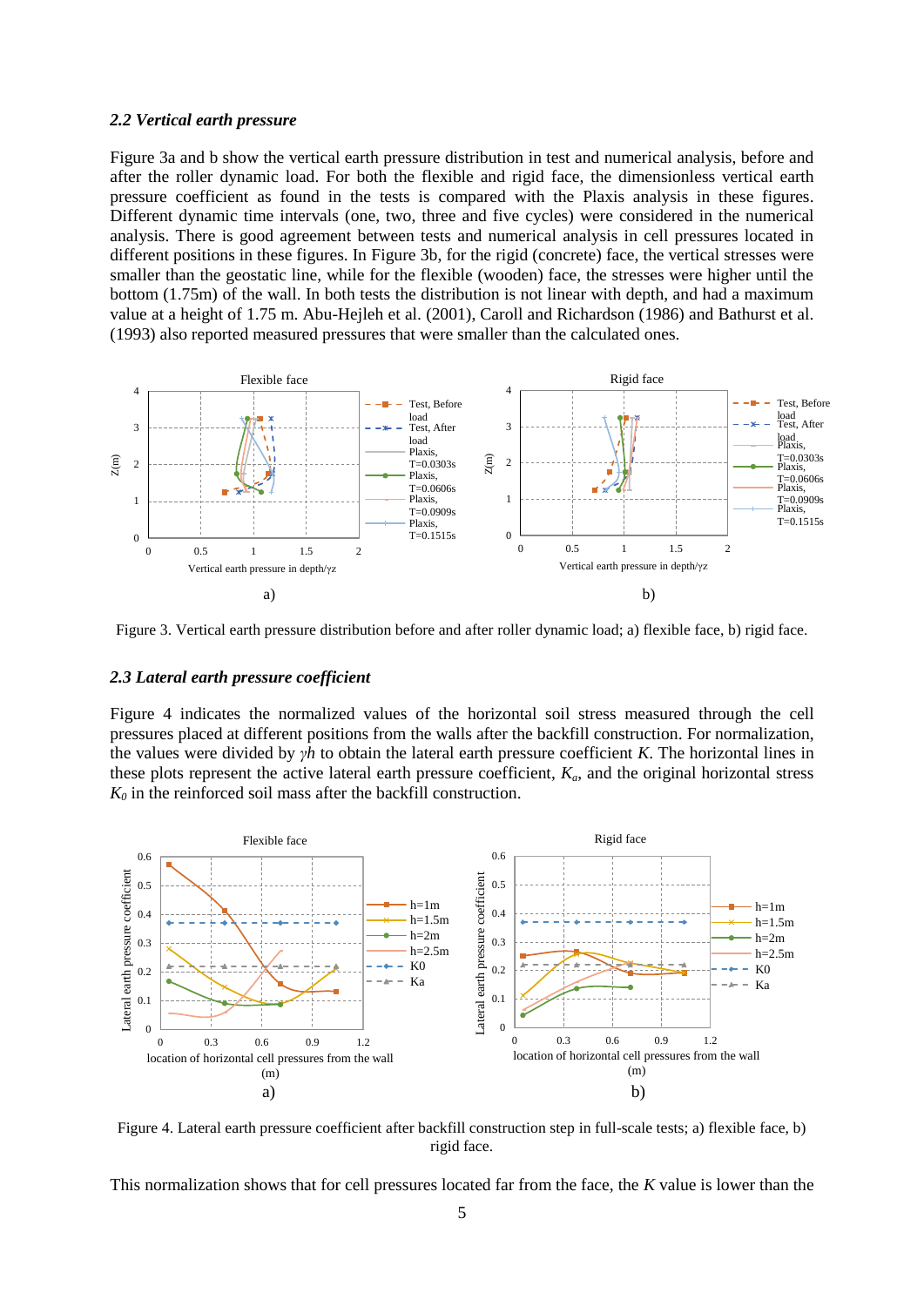### 2.2 Vertical earth pressure

Figure 3a and b show the vertical earth pressure distribution in test and numerical analysis, before and after the roller dynamic load. For both the flexible and rigid face, the dimensionless vertical earth pressure coefficient as found in the tests is compared with the Plaxis analysis in these figures. Different dynamic time intervals (one, two, three and five cycles) were considered in the numerical analysis. There is good agreement between tests and numerical analysis in cell pressures located in different positions in these figures. In Figure 3b, for the rigid (concrete) face, the vertical stresses were smaller than the geostatic line, while for the flexible (wooden) face, the stresses were higher until the bottom (1.75m) of the wall. In both tests the distribution is not linear with depth, and had a maximum value at a height of 1.75 m. Abu-Hejleh et al. (2001), Caroll and Richardson (1986) and Bathurst et al. (1993) also reported measured pressures that were smaller than the calculated ones.

Figure 3. Vertical earth pressure distribution before and after roller dynamic load; a) flexible face, b) rigid face.

### 2.3 Lateral earth pressure coefficient

Figure 4 indicates the normalized values of the horizontal soil stress measured through the cell pressures placed at different positions from the walls after the backfill construction. For normalization, the values were divided by $\gamma h$ to obtain the lateral earth pressure coefficient $K$. The horizontal lines in these plots represent the active lateral earth pressure coefficient, $K_a$, and the original horizontal stress $K_0$ in the reinforced soil mass after the backfill construction.

Figure 4. Lateral earth pressure coefficient after backfill construction step in full-scale tests; a) flexible face, b) rigid face.

This normalization shows that for cell pressures located far from the face, the $K$ value is lower than the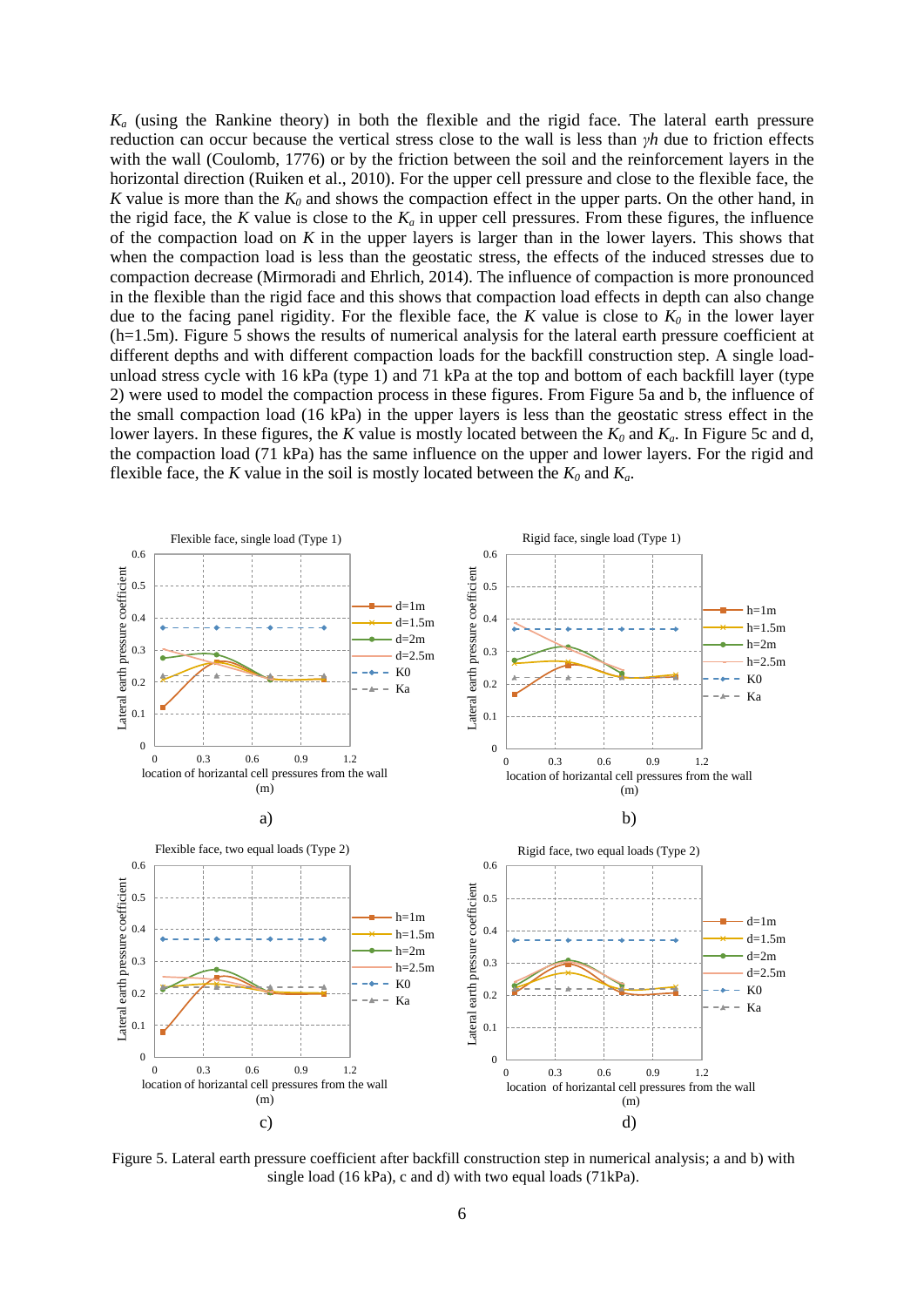$K_a$ (using the Rankine theory) in both the flexible and the rigid face. The lateral earth pressure reduction can occur because the vertical stress close to the wall is less than $\gamma h$ due to friction effects with the wall (Coulomb, 1776) or by the friction between the soil and the reinforcement layers in the horizontal direction (Ruiken et al., 2010). For the upper cell pressure and close to the flexible face, the $K$ value is more than the $K_0$ and shows the compaction effect in the upper parts. On the other hand, in the rigid face, the $K$ value is close to the $K_a$ in upper cell pressures. From these figures, the influence of the compaction load on $K$ in the upper layers is larger than in the lower layers. This shows that when the compaction load is less than the geostatic stress, the effects of the induced stresses due to compaction decrease (Mirmoradi and Ehrlich, 2014). The influence of compaction is more pronounced in the flexible than the rigid face and this shows that compaction load effects in depth can also change due to the facing panel rigidity. For the flexible face, the $K$ value is close to $K_0$ in the lower layer (h=1.5m). Figure 5 shows the results of numerical analysis for the lateral earth pressure coefficient at different depths and with different compaction loads for the backfill construction step. A single load-unload stress cycle with 16 kPa (type 1) and 71 kPa at the top and bottom of each backfill layer (type 2) were used to model the compaction process in these figures. From Figure 5a and b, the influence of the small compaction load (16 kPa) in the upper layers is less than the geostatic stress effect in the lower layers. In these figures, the $K$ value is mostly located between the $K_0$ and $K_a$. In Figure 5c and d, the compaction load (71 kPa) has the same influence on the upper and lower layers. For the rigid and flexible face, the $K$ value in the soil is mostly located between the $K_0$ and $K_a$.

Figure 5. Lateral earth pressure coefficient after backfill construction step in numerical analysis; a and b) with single load (16 kPa), c and d) with two equal loads (71kPa).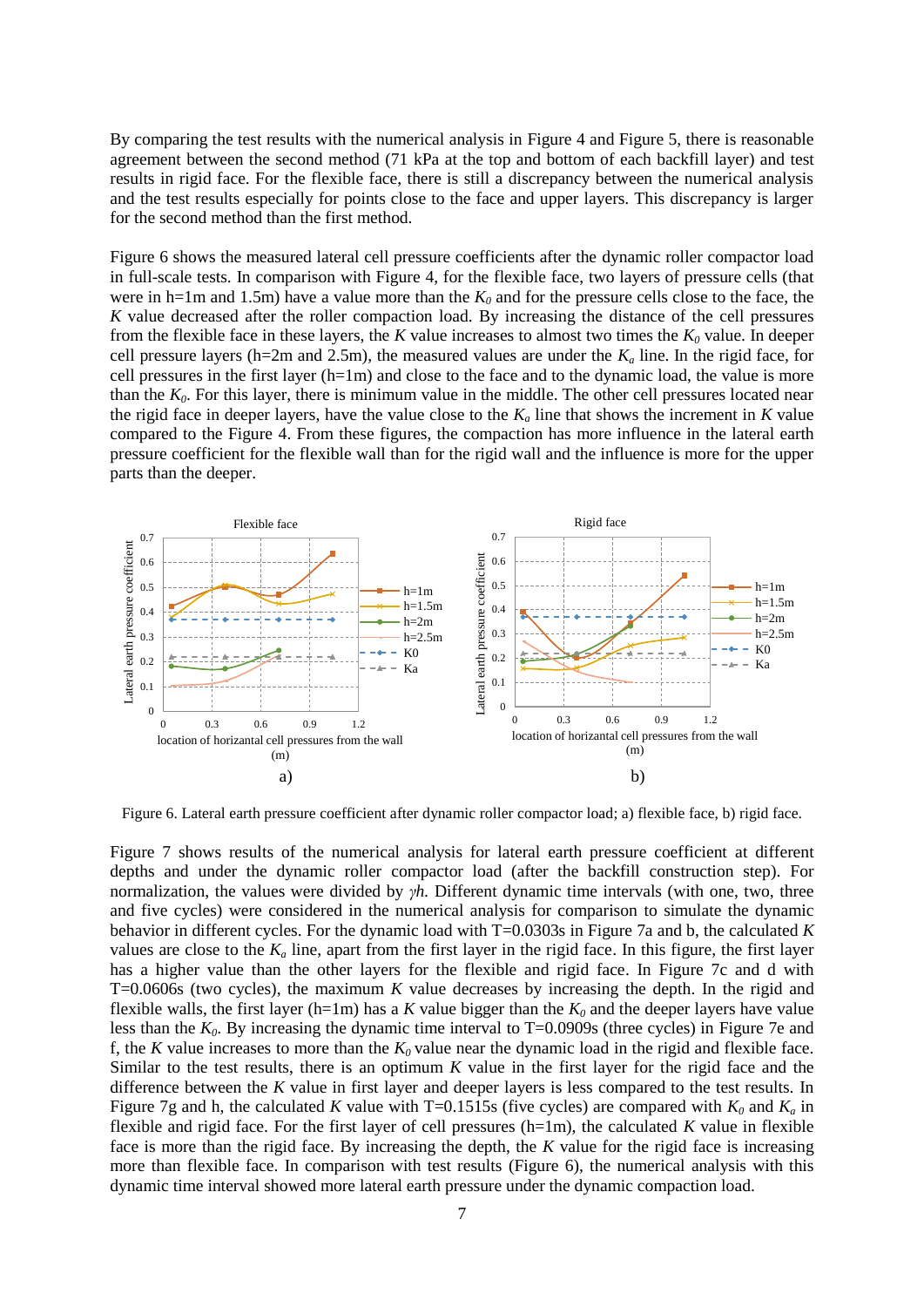By comparing the test results with the numerical analysis in Figure 4 and Figure 5, there is reasonable agreement between the second method (71 kPa at the top and bottom of each backfill layer) and test results in rigid face. For the flexible face, there is still a discrepancy between the numerical analysis and the test results especially for points close to the face and upper layers. This discrepancy is larger for the second method than the first method.

Figure 6 shows the measured lateral cell pressure coefficients after the dynamic roller compactor load in full-scale tests. In comparison with Figure 4, for the flexible face, two layers of pressure cells (that were in h=1m and 1.5m) have a value more than the $K_0$ and for the pressure cells close to the face, the $K$ value decreased after the roller compaction load. By increasing the distance of the cell pressures from the flexible face in these layers, the $K$ value increases to almost two times the $K_0$ value. In deeper cell pressure layers (h=2m and 2.5m), the measured values are under the $K_a$ line. In the rigid face, for cell pressures in the first layer (h=1m) and close to the face and to the dynamic load, the value is more than the $K_0$. For this layer, there is minimum value in the middle. The other cell pressures located near the rigid face in deeper layers, have the value close to the $K_a$ line that shows the increment in $K$ value compared to the Figure 4. From these figures, the compaction has more influence in the lateral earth pressure coefficient for the flexible wall than for the rigid wall and the influence is more for the upper parts than the deeper.

Figure 6. Lateral earth pressure coefficient after dynamic roller compactor load; a) flexible face, b) rigid face.

Figure 7 shows results of the numerical analysis for lateral earth pressure coefficient at different depths and under the dynamic roller compactor load (after the backfill construction step). For normalization, the values were divided by $\gamma h$. Different dynamic time intervals (with one, two, three and five cycles) were considered in the numerical analysis to simulate the dynamic behavior in different cycles. For the dynamic load with T=0.0303s in Figure 7a and b, the calculated $K$ values are close to the $K_a$ line, apart from the first layer in the rigid face. In this figure, the first layer has a higher value than the other layers for the flexible and rigid face. In Figure 7c and d with T=0.0606s (two cycles), the maximum $K$ value decreases by increasing the depth. In the rigid and flexible walls, the first layer (h=1m) has a $K$ value bigger than the $K_0$ and the deeper layers have value less than the $K_0$. By increasing the dynamic time interval to T=0.0909s (three cycles) in Figure 7e and f, the $K$ value increases to more than the $K_0$ value near the dynamic load in the rigid and flexible face. Similar to the test results, there is an optimum $K$ value in the first layer for the rigid face and the difference between the $K$ value in first layer and deeper layers is less compared to the test results. In Figure 7g and h, the calculated $K$ value with T=0.1515s (five cycles) are compared with $K_0$ and $K_a$ in flexible and rigid face. For the first layer of cell pressures (h=1m), the calculated $K$ value in flexible face is more than the rigid face. By increasing the depth, the $K$ value for the rigid face is increasing more than flexible face. In comparison with test results (Figure 6), the numerical analysis with this dynamic time interval showed more lateral earth pressure under the dynamic compaction load.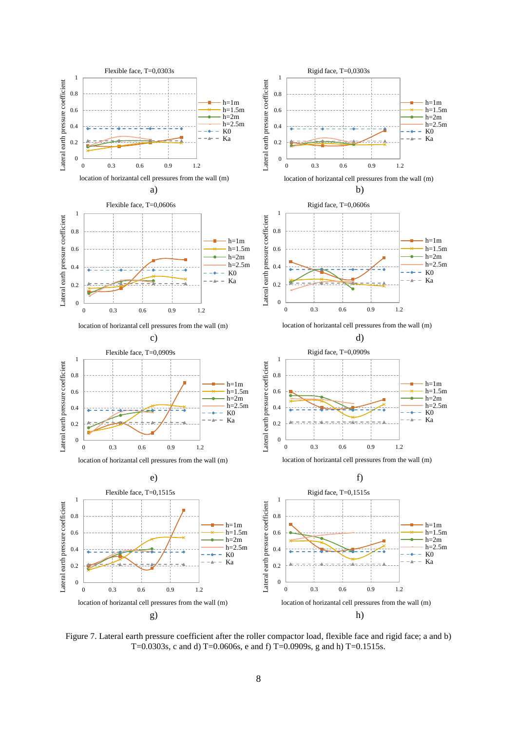Figure 7. Lateral earth pressure coefficient after the roller compactor load, flexible face and rigid face; a and b) T=0.0303s, c and d) T=0.0606s, e and f) T=0.0909s, g and h) T=0.1515s.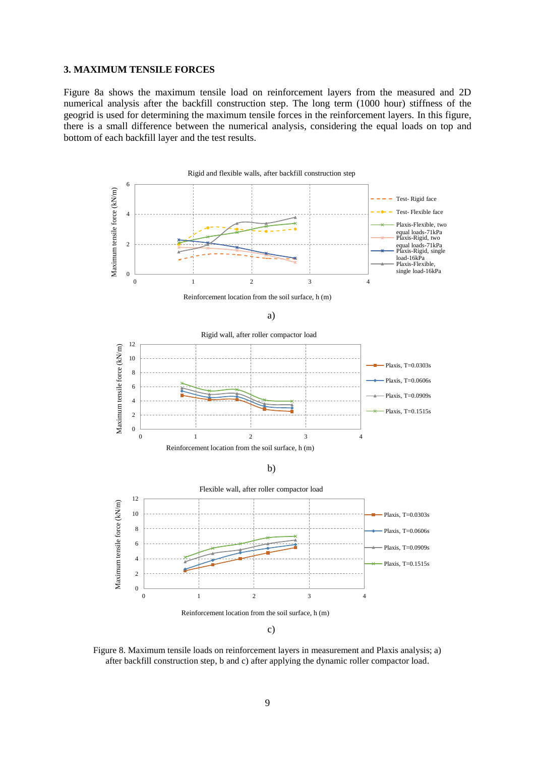## 3. MAXIMUM TENSILE FORCES

Figure 8a shows the maximum tensile load on reinforcement layers from the measured and 2D numerical analysis after the backfill construction step. The long term (1000 hour) stiffness of the geogrid is used for determining the maximum tensile forces in the reinforcement layers. In this figure, there is a small difference between the numerical analysis, considering the equal loads on top and bottom of each backfill layer and the test results.

Figure 8. Maximum tensile loads on reinforcement layers in measurement and Plaxis analysis; a) after backfill construction step, b and c) after applying the dynamic roller compactor load.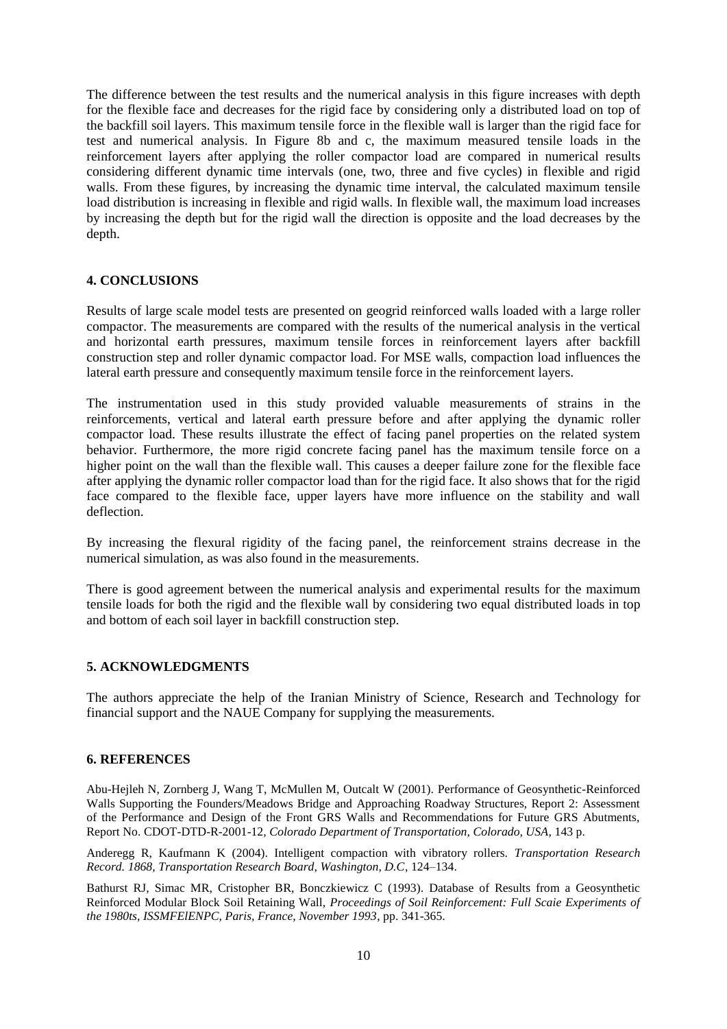The difference between the test results and the numerical analysis in this figure increases with depth for the flexible face and decreases for the rigid face by considering only a distributed load on top of the backfill soil layers. This maximum tensile force in the flexible wall is larger than the rigid face for test and numerical analysis. In Figure 8b and c, the maximum measured tensile loads in the reinforcement layers after applying the roller compactor load are compared in numerical results considering different dynamic time intervals (one, two, three and five cycles) in flexible and rigid walls. From these figures, by increasing the dynamic time interval, the calculated maximum tensile load distribution is increasing in flexible and rigid walls. In flexible wall, the maximum load increases by increasing the depth but for the rigid wall the direction is opposite and the load decreases by the depth.

## 4. CONCLUSIONS

Results of large scale model tests are presented on geogrid reinforced walls loaded with a large roller compactor. The measurements are compared with the results of the numerical analysis in the vertical and horizontal earth pressures, maximum tensile forces in reinforcement layers after backfill construction step and roller dynamic compactor load. For MSE walls, compaction load influences the lateral earth pressure and consequently maximum tensile force in the reinforcement layers.

The instrumentation used in this study provided valuable measurements of strains in the reinforcements, vertical and lateral earth pressure before and after applying the dynamic roller compactor load. These results illustrate the effect of facing panel properties on the related system behavior. Furthermore, the more rigid concrete facing panel has the maximum tensile force on a higher point on the wall than the flexible wall. This causes a deeper failure zone for the flexible face after applying the dynamic roller compactor load than for the rigid face. It also shows that for the rigid face compared to the flexible face, upper layers have more influence on the stability and wall deflection.

By increasing the flexural rigidity of the facing panel, the reinforcement strains decrease in the numerical simulation, as was also found in the measurements.

There is good agreement between the numerical analysis and experimental results for the maximum tensile loads for both the rigid and the flexible wall by considering two equal distributed loads in top and bottom of each soil layer in backfill construction step.

## 5. ACKNOWLEDGMENTS

The authors appreciate the help of the Iranian Ministry of Science, Research and Technology for financial support and the NAUE Company for supplying the measurements.

## 6. REFERENCES

Abu-Hejleh N, Zornberg J, Wang T, McMullen M, Outcalt W (2001). Performance of Geosynthetic-Reinforced Walls Supporting the Founders/Meadows Bridge and Approaching Roadway Structures, Report 2: Assessment of the Performance and Design of the Front GRS Walls and Recommendations for Future GRS Abutments, Report No. CDOT-DTD-R-2001-12, *Colorado Department of Transportation, Colorado, USA*, 143 p.

Anderegg R, Kaufmann K (2004). Intelligent compaction with vibratory rollers. *Transportation Research Record. 1868, Transportation Research Board, Washington, D.C*, 124–134.

Bathurst RJ, Simac MR, Cristopher BR, Bonczkiewicz C (1993). Database of Results from a Geosynthetic Reinforced Modular Block Soil Retaining Wall, *Proceedings of Soil Reinforcement: Full Scaie Experiments of the 1980ts, ISSMFElENPC, Paris, France, November 1993*, pp. 341-365.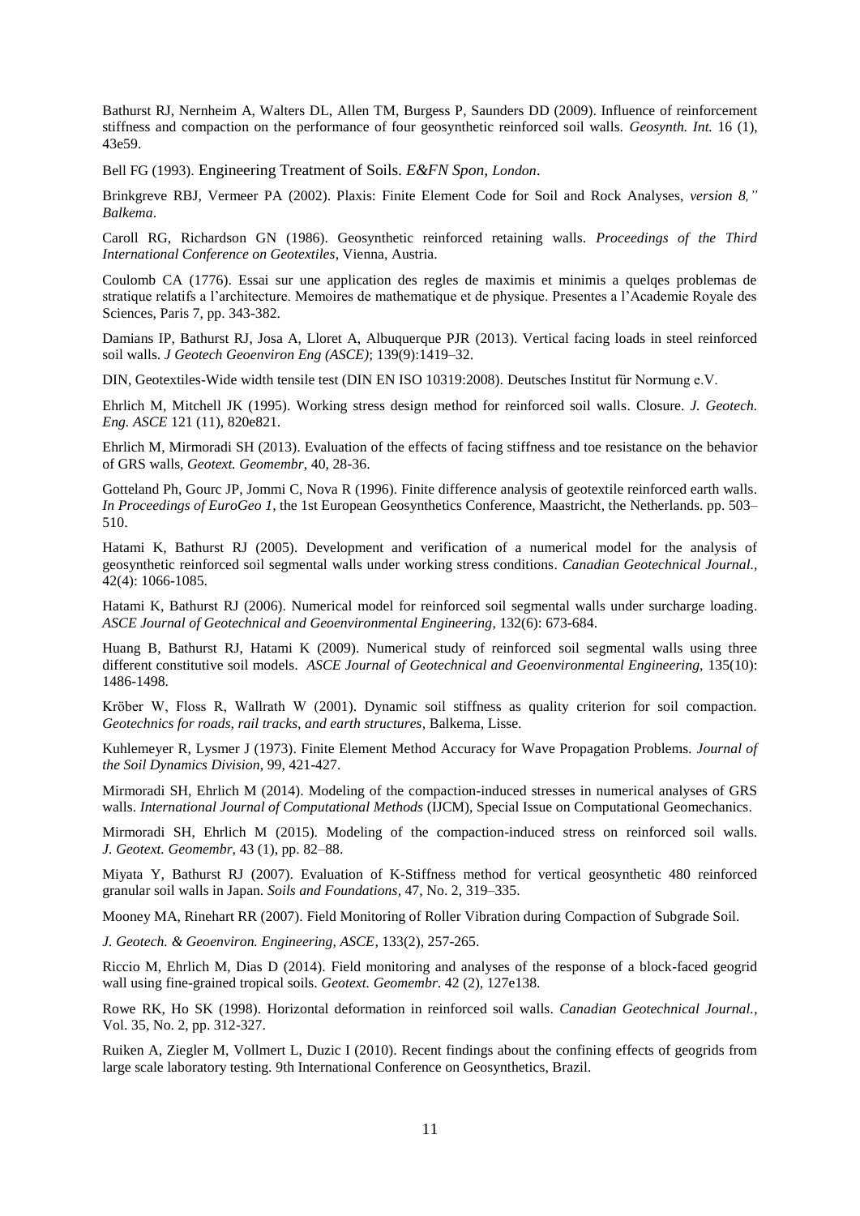Bathurst RJ, Nernheim A, Walters DL, Allen TM, Burgess P, Saunders DD (2009). Influence of reinforcement stiffness and compaction on the performance of four geosynthetic reinforced soil walls. *Geosynth. Int.* 16 (1), 43e59.

Bell FG (1993). Engineering Treatment of Soils. *E&FN Spon, London*.

Brinkgreve RBJ, Vermeer PA (2002). Plaxis: Finite Element Code for Soil and Rock Analyses, *version 8," Balkema*.

Caroll RG, Richardson GN (1986). Geosynthetic reinforced retaining walls. *Proceedings of the Third International Conference on Geotextiles*, Vienna, Austria.

Coulomb CA (1776). Essai sur une application des regles de maximis et minimis a quelqes problemas de stratique relatifs a l'architecture. Memoires de mathematique et de physique. Presentes a l'Academie Royale des Sciences, Paris 7, pp. 343-382.

Damians IP, Bathurst RJ, Josa A, Lloret A, Albuquerque PJR (2013). Vertical facing loads in steel reinforced soil walls. *J Geotech Geoenviron Eng (ASCE)*; 139(9):1419–32.

DIN, Geotextiles-Wide width tensile test (DIN EN ISO 10319:2008). Deutsches Institut für Normung e.V.

Ehrlich M, Mitchell JK (1995). Working stress design method for reinforced soil walls. Closure. *J. Geotech. Eng. ASCE* 121 (11), 820e821.

Ehrlich M, Mirmoradi SH (2013). Evaluation of the effects of facing stiffness and toe resistance on the behavior of GRS walls, *Geotext. Geomembr*, 40, 28-36.

Gotteland Ph, Gourc JP, Jommi C, Nova R (1996). Finite difference analysis of geotextile reinforced earth walls. *In Proceedings of EuroGeo 1*, the 1st European Geosynthetics Conference, Maastricht, the Netherlands. pp. 503–510.

Hatami K, Bathurst RJ (2005). Development and verification of a numerical model for the analysis of geosynthetic reinforced soil segmental walls under working stress conditions. *Canadian Geotechnical Journal.*, 42(4): 1066-1085.

Hatami K, Bathurst RJ (2006). Numerical model for reinforced soil segmental walls under surcharge loading. *ASCE Journal of Geotechnical and Geoenvironmental Engineering*, 132(6): 673-684.

Huang B, Bathurst RJ, Hatami K (2009). Numerical study of reinforced soil segmental walls using three different constitutive soil models. *ASCE Journal of Geotechnical and Geoenvironmental Engineering*, 135(10): 1486-1498.

Kröber W, Floss R, Wallrath W (2001). Dynamic soil stiffness as quality criterion for soil compaction. *Geotechnics for roads, rail tracks, and earth structures*, Balkema, Lisse.

Kuhlemeyer R, Lysmer J (1973). Finite Element Method Accuracy for Wave Propagation Problems. *Journal of the Soil Dynamics Division*, 99, 421-427.

Mirmoradi SH, Ehrlich M (2014). Modeling of the compaction-induced stresses in numerical analyses of GRS walls. *International Journal of Computational Methods* (IJCM), Special Issue on Computational Geomechanics.

Mirmoradi SH, Ehrlich M (2015). Modeling of the compaction-induced stress on reinforced soil walls. *J. Geotext. Geomembr*, 43 (1), pp. 82–88.

Miyata Y, Bathurst RJ (2007). Evaluation of K-Stiffness method for vertical geosynthetic 480 reinforced granular soil walls in Japan. *Soils and Foundations*, 47, No. 2, 319–335.

Mooney MA, Rinehart RR (2007). Field Monitoring of Roller Vibration during Compaction of Subgrade Soil.

*J. Geotech. & Geoenviron. Engineering, ASCE*, 133(2), 257-265.

Riccio M, Ehrlich M, Dias D (2014). Field monitoring and analyses of the response of a block-faced geogrid wall using fine-grained tropical soils. *Geotext. Geomembr*. 42 (2), 127e138.

Rowe RK, Ho SK (1998). Horizontal deformation in reinforced soil walls. *Canadian Geotechnical Journal.*, Vol. 35, No. 2, pp. 312-327.

Ruiken A, Ziegler M, Vollmert L, Duzic I (2010). Recent findings about the confining effects of geogrids from large scale laboratory testing. 9th International Conference on Geosynthetics, Brazil.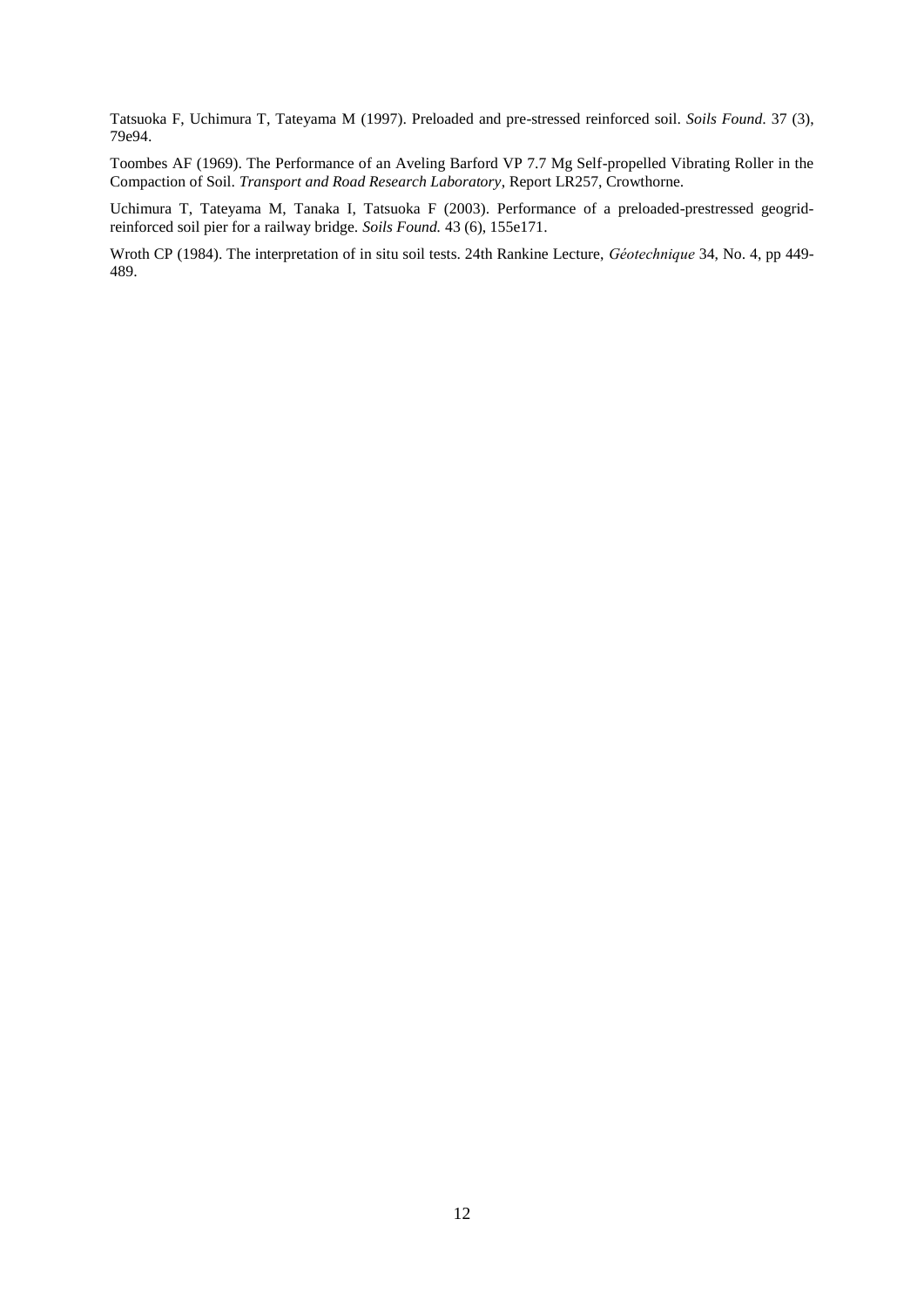Tatsuoka F, Uchimura T, Tateyama M (1997). Preloaded and pre-stressed reinforced soil. *Soils Found.* 37 (3), 79e94.

Toombes AF (1969). The Performance of an Aveling Barford VP 7.7 Mg Self-propelled Vibrating Roller in the Compaction of Soil. *Transport and Road Research Laboratory*, Report LR257, Crowthorne.

Uchimura T, Tateyama M, Tanaka I, Tatsuoka F (2003). Performance of a preloaded-prestressed geogrid-reinforced soil pier for a railway bridge. *Soils Found.* 43 (6), 155e171.

Wroth CP (1984). The interpretation of in situ soil tests. 24th Rankine Lecture, *Géotechnique* 34, No. 4, pp 449-489.